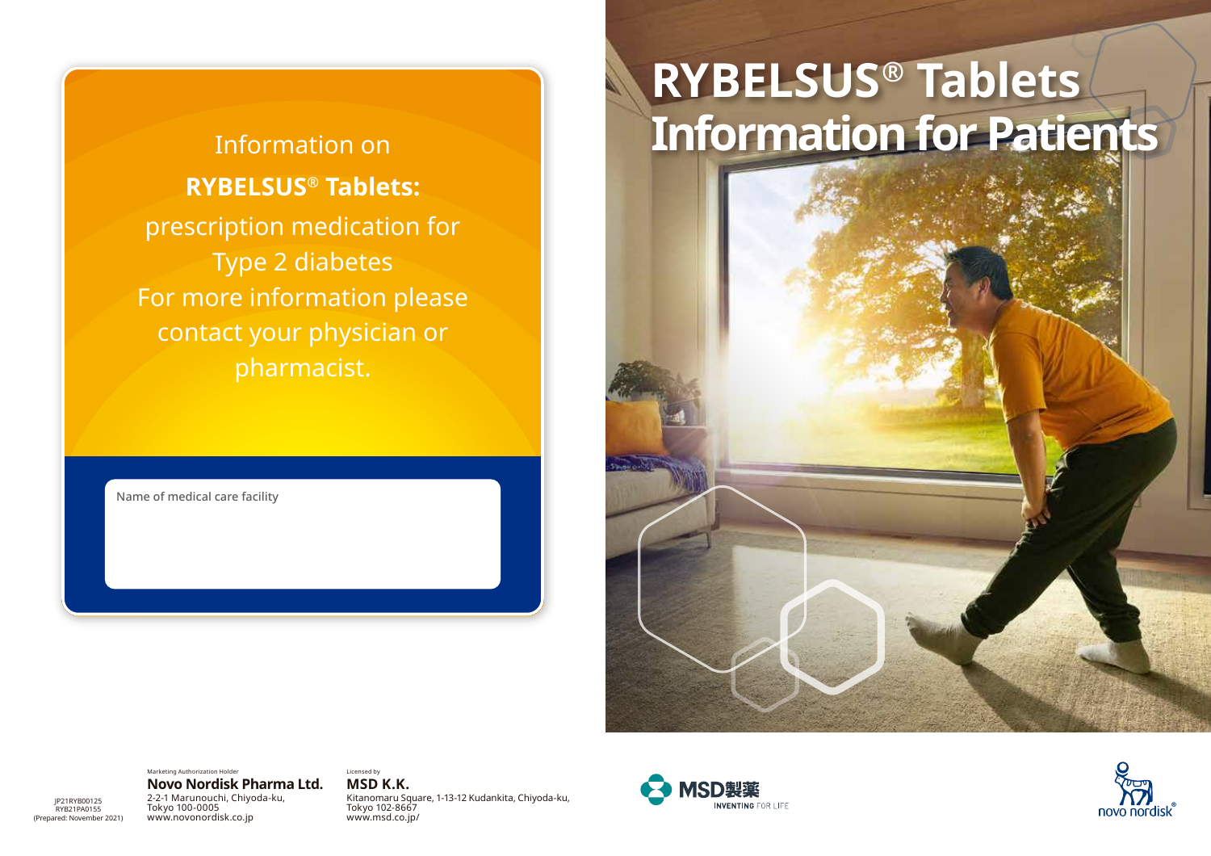# RYBELSUS® Tablets Information for Patients

Information on

**RYBELSUS® Tablets:**

prescription medication for Type 2 diabetes

For more information please contact your physician or pharmacist.

Name of medical care facility

JP21RYB00125
RYB21PA0155
(Prepared: November 2021)

Marketing Authorization Holder
**Novo Nordisk Pharma Ltd.**
2-2-1 Marunouchi, Chiyoda-ku, Tokyo 100-0005
www.novonordisk.co.jp

Licensed by
**MSD K.K.**
Kitanomaru Square, 1-13-12 Kudankita, Chiyoda-ku, Tokyo 102-8667
www.msd.co.jp/

MSD製薬 INVENTING FOR LIFE

novo nordisk®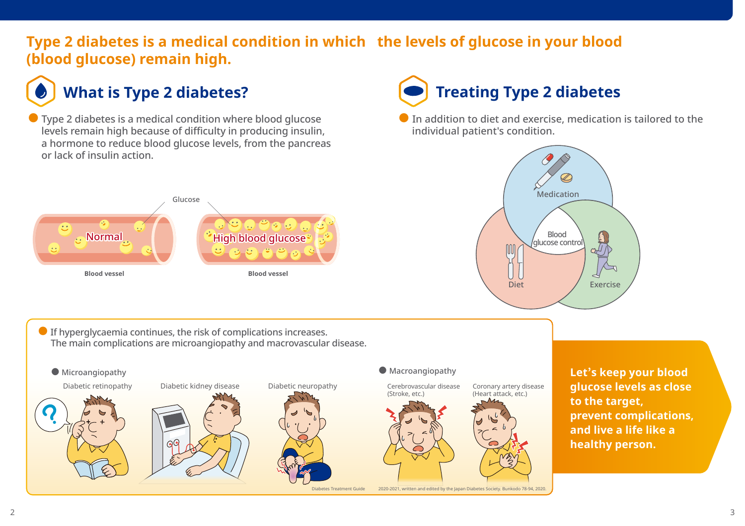**Type 2 diabetes is a medical condition in which the levels of glucose in your blood (blood glucose) remain high.**

## What is Type 2 diabetes?

- Type 2 diabetes is a medical condition where blood glucose levels remain high because of difficulty in producing insulin, a hormone to reduce blood glucose levels, from the pancreas or lack of insulin action.

Glucose

Normal

Blood vessel

High blood glucose

Blood vessel

## Treating Type 2 diabetes

- In addition to diet and exercise, medication is tailored to the individual patient's condition.

Medication

Blood glucose control

Diet

Exercise

- If hyperglycaemia continues, the risk of complications increases.
  The main complications are microangiopathy and macrovascular disease.

**Microangiopathy**

Diabetic retinopathy

Diabetic kidney disease

Diabetic neuropathy

**Macroangiopathy**

Cerebrovascular disease (Stroke, etc.)

Coronary artery disease (Heart attack, etc.)

Diabetes Treatment Guide 2020-2021, written and edited by the Japan Diabetes Society. Bunkodo 78-94, 2020.

**Let's keep your blood glucose levels as close to the target, prevent complications, and live a life like a healthy person.**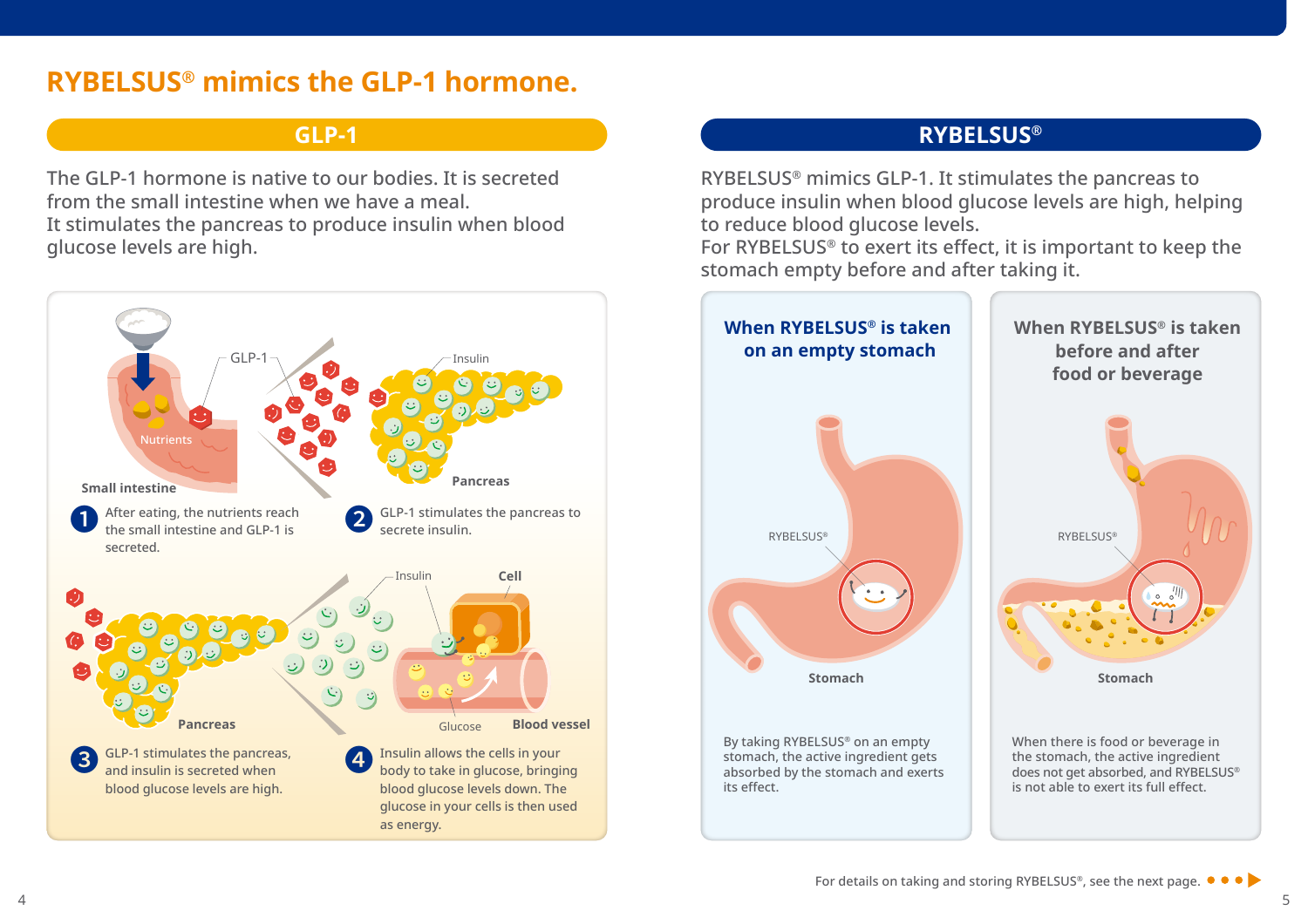# RYBELSUS® mimics the GLP-1 hormone.

## GLP-1

The GLP-1 hormone is native to our bodies. It is secreted from the small intestine when we have a meal.
It stimulates the pancreas to produce insulin when blood glucose levels are high.

GLP-1

Nutrients

Small intestine

Insulin

Pancreas

1. After eating, the nutrients reach the small intestine and GLP-1 is secreted.
2. GLP-1 stimulates the pancreas to secrete insulin.

Pancreas

Insulin

Cell

Glucose

Blood vessel

3. GLP-1 stimulates the pancreas, and insulin is secreted when blood glucose levels are high.
4. Insulin allows the cells in your body to take in glucose, bringing blood glucose levels down. The glucose in your cells is then used as energy.

## RYBELSUS®

RYBELSUS® mimics GLP-1. It stimulates the pancreas to produce insulin when blood glucose levels are high, helping to reduce blood glucose levels.
For RYBELSUS® to exert its effect, it is important to keep the stomach empty before and after taking it.

### When RYBELSUS® is taken on an empty stomach

RYBELSUS®

Stomach

By taking RYBELSUS® on an empty stomach, the active ingredient gets absorbed by the stomach and exerts its effect.

### When RYBELSUS® is taken before and after food or beverage

RYBELSUS®

Stomach

When there is food or beverage in the stomach, the active ingredient does not get absorbed, and RYBELSUS® is not able to exert its full effect.

For details on taking and storing RYBELSUS®, see the next page.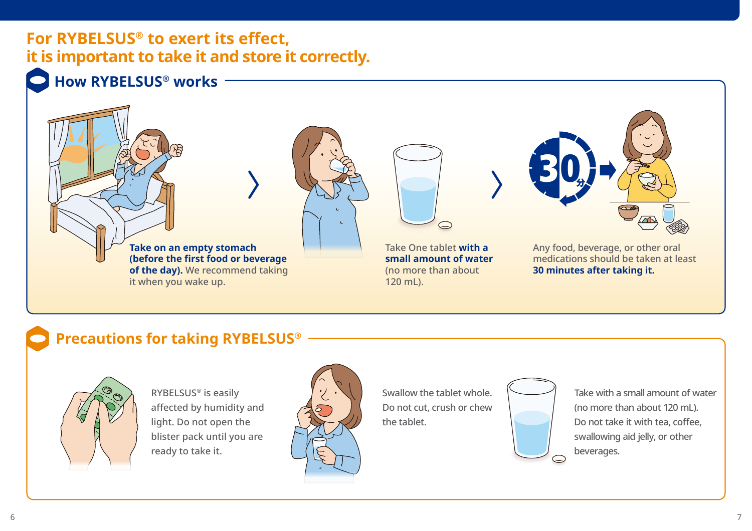# For RYBELSUS® to exert its effect, it is important to take it and store it correctly.

## How RYBELSUS® works

**Take on an empty stomach (before the first food or beverage of the day).** We recommend taking it when you wake up.

Take One tablet **with a small amount of water** (no more than about 120 mL).

Any food, beverage, or other oral medications should be taken at least **30 minutes after taking it.**

## Precautions for taking RYBELSUS®

RYBELSUS® is easily affected by humidity and light. Do not open the blister pack until you are ready to take it.

Swallow the tablet whole. Do not cut, crush or chew the tablet.

Take with a small amount of water (no more than about 120 mL). Do not take it with tea, coffee, swallowing aid jelly, or other beverages.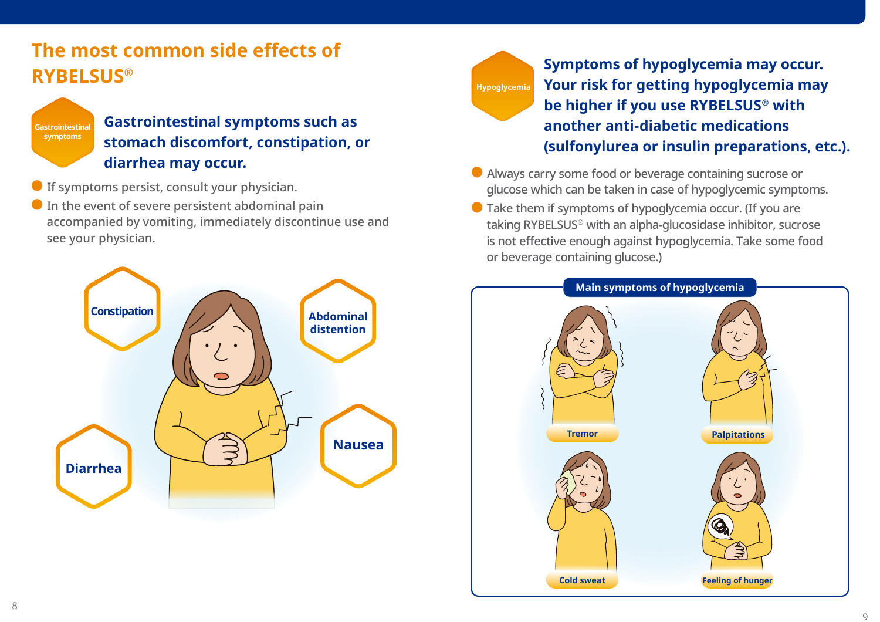## The most common side effects of RYBELSUS®

Gastrointestinal symptoms

### Gastrointestinal symptoms such as stomach discomfort, constipation, or diarrhea may occur.

- If symptoms persist, consult your physician.
- In the event of severe persistent abdominal pain accompanied by vomiting, immediately discontinue use and see your physician.

Constipation

Abdominal distention

Nausea

Diarrhea

Hypoglycemia

### Symptoms of hypoglycemia may occur. Your risk for getting hypoglycemia may be higher if you use RYBELSUS® with another anti-diabetic medications (sulfonylurea or insulin preparations, etc.).

- Always carry some food or beverage containing sucrose or glucose which can be taken in case of hypoglycemic symptoms.
- Take them if symptoms of hypoglycemia occur. (If you are taking RYBELSUS® with an alpha-glucosidase inhibitor, sucrose is not effective enough against hypoglycemia. Take some food or beverage containing glucose.)

**Main symptoms of hypoglycemia**

Tremor

Palpitations

Cold sweat

Feeling of hunger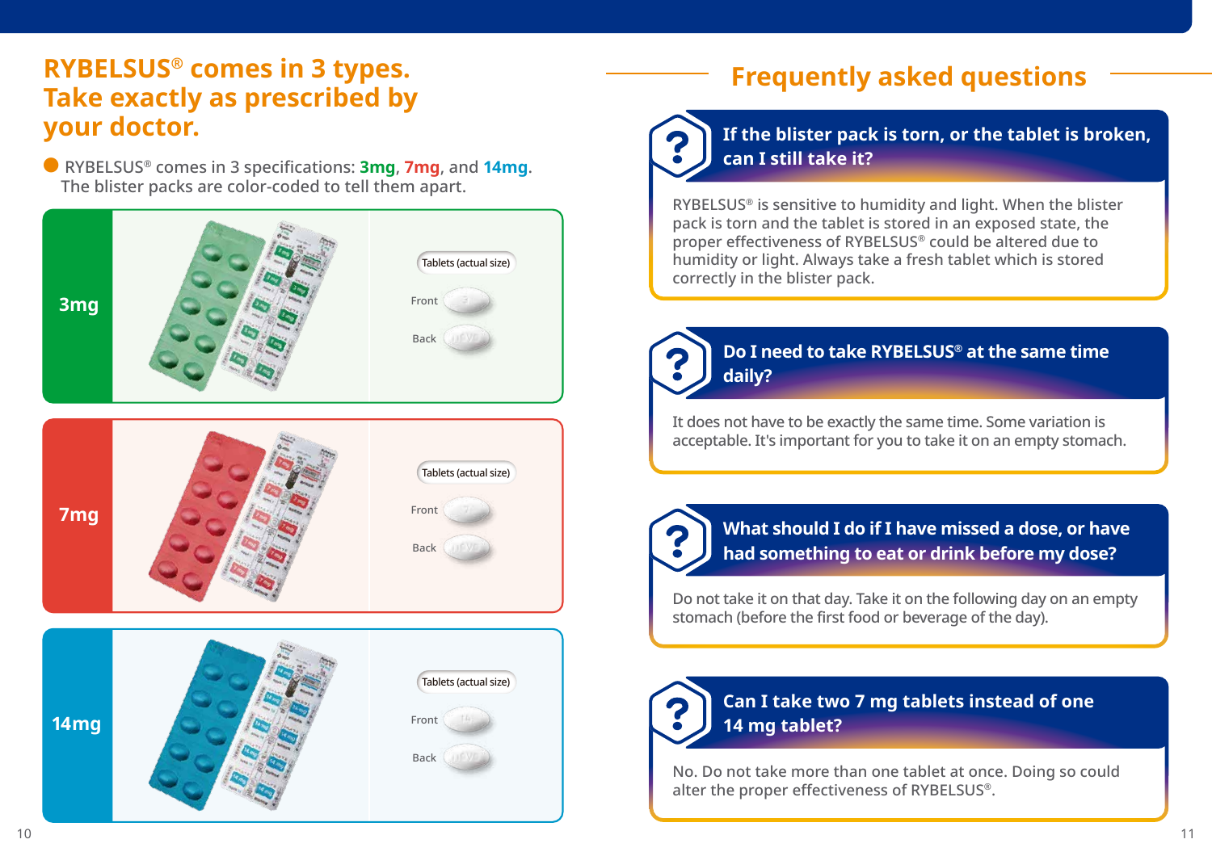## RYBELSUS® comes in 3 types. Take exactly as prescribed by your doctor.

- RYBELSUS® comes in 3 specifications: **3mg**, **7mg**, and **14mg**. The blister packs are color-coded to tell them apart.

**3mg**

Tablets (actual size)

Front

Back

**7mg**

Tablets (actual size)

Front

Back

**14mg**

Tablets (actual size)

Front

Back

## Frequently asked questions

### If the blister pack is torn, or the tablet is broken, can I still take it?

RYBELSUS® is sensitive to humidity and light. When the blister pack is torn and the tablet is stored in an exposed state, the proper effectiveness of RYBELSUS® could be altered due to humidity or light. Always take a fresh tablet which is stored correctly in the blister pack.

### Do I need to take RYBELSUS® at the same time daily?

It does not have to be exactly the same time. Some variation is acceptable. It's important for you to take it on an empty stomach.

### What should I do if I have missed a dose, or have had something to eat or drink before my dose?

Do not take it on that day. Take it on the following day on an empty stomach (before the first food or beverage of the day).

### Can I take two 7 mg tablets instead of one 14 mg tablet?

No. Do not take more than one tablet at once. Doing so could alter the proper effectiveness of RYBELSUS®.